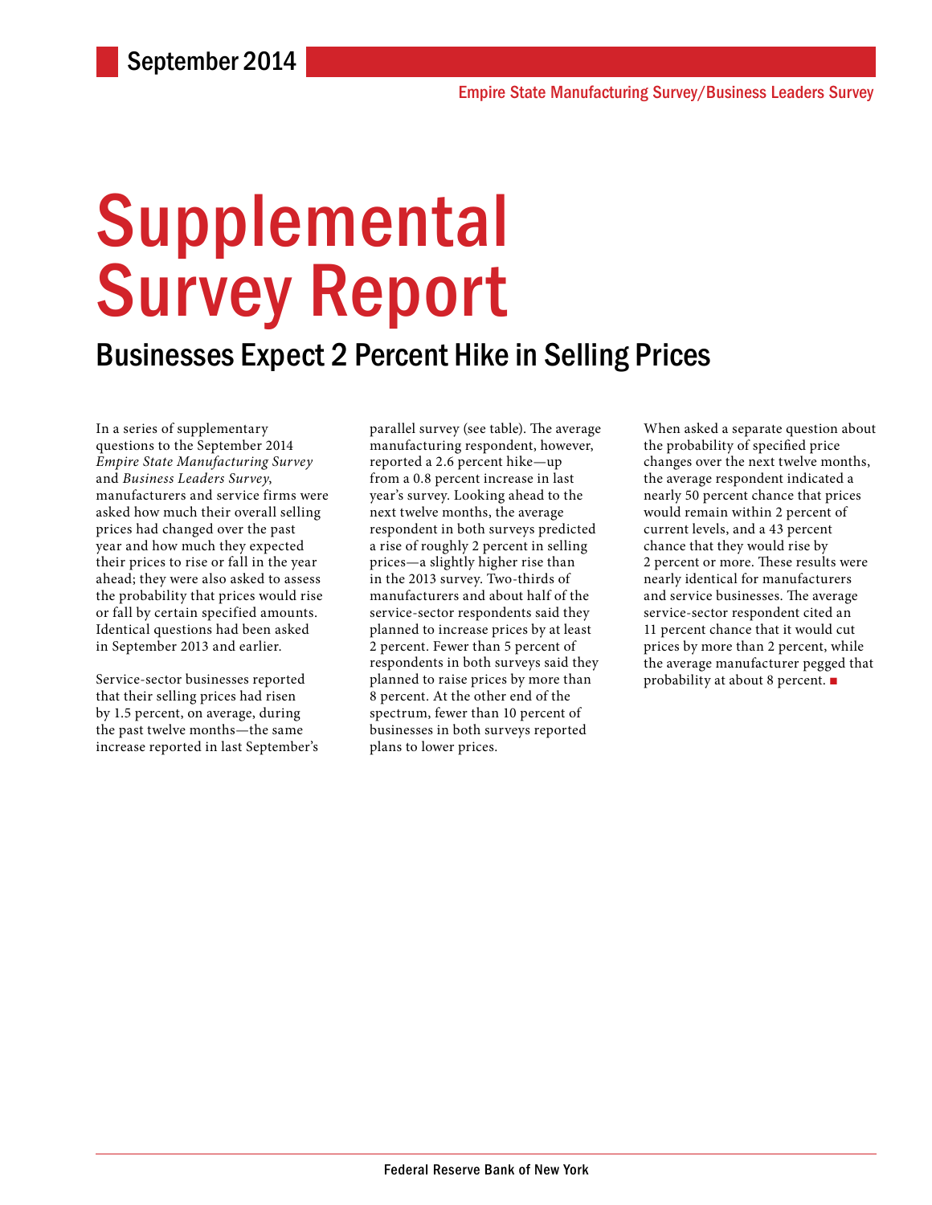September 2014

Empire State Manufacturing Survey/Business Leaders Survey

# Supplemental Survey Report

## Businesses Expect 2 Percent Hike in Selling Prices

In a series of supplementary questions to the September 2014 *Empire State Manufacturing Survey* and *Business Leaders Survey*, manufacturers and service firms were asked how much their overall selling prices had changed over the past year and how much they expected their prices to rise or fall in the year ahead; they were also asked to assess the probability that prices would rise or fall by certain specified amounts. Identical questions had been asked in September 2013 and earlier.

Service-sector businesses reported that their selling prices had risen by 1.5 percent, on average, during the past twelve months—the same increase reported in last September's parallel survey (see table). The average manufacturing respondent, however, reported a 2.6 percent hike—up from a 0.8 percent increase in last year's survey. Looking ahead to the next twelve months, the average respondent in both surveys predicted a rise of roughly 2 percent in selling prices—a slightly higher rise than in the 2013 survey. Two-thirds of manufacturers and about half of the service-sector respondents said they planned to increase prices by at least 2 percent. Fewer than 5 percent of respondents in both surveys said they planned to raise prices by more than 8 percent. At the other end of the spectrum, fewer than 10 percent of businesses in both surveys reported plans to lower prices.

When asked a separate question about the probability of specified price changes over the next twelve months, the average respondent indicated a nearly 50 percent chance that prices would remain within 2 percent of current levels, and a 43 percent chance that they would rise by 2 percent or more. These results were nearly identical for manufacturers and service businesses. The average service-sector respondent cited an 11 percent chance that it would cut prices by more than 2 percent, while the average manufacturer pegged that probability at about 8 percent. ■

Federal Reserve Bank of New York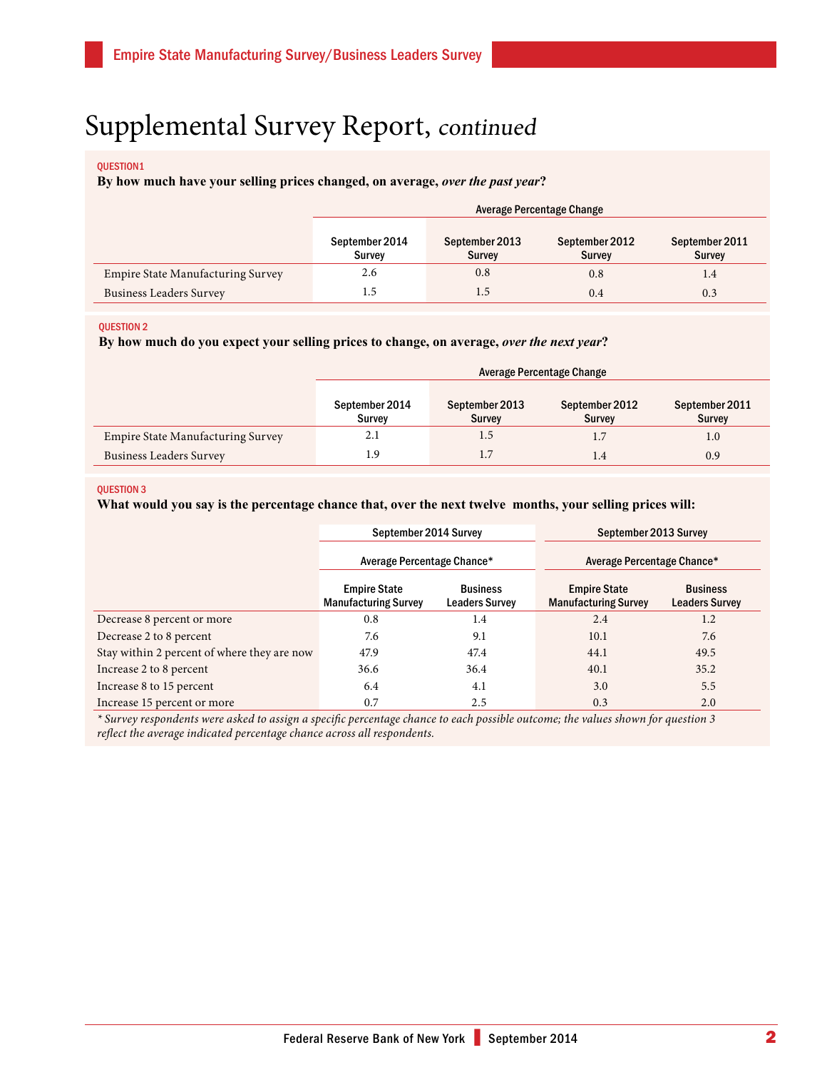# Supplemental Survey Report, *continued*

QUESTION 1

**By how much have your selling prices changed, on average, *over the past year*?**

| | Average Percentage Change | | | |
|---|---|---|---|---|
| | September 2014 Survey | September 2013 Survey | September 2012 Survey | September 2011 Survey |
| Empire State Manufacturing Survey | 2.6 | 0.8 | 0.8 | 1.4 |
| Business Leaders Survey | 1.5 | 1.5 | 0.4 | 0.3 |

QUESTION 2

**By how much do you expect your selling prices to change, on average, *over the next year*?**

| | Average Percentage Change | | | |
|---|---|---|---|---|
| | September 2014 Survey | September 2013 Survey | September 2012 Survey | September 2011 Survey |
| Empire State Manufacturing Survey | 2.1 | 1.5 | 1.7 | 1.0 |
| Business Leaders Survey | 1.9 | 1.7 | 1.4 | 0.9 |

QUESTION 3

**What would you say is the percentage chance that, over the next twelve months, your selling prices will:**

| | September 2014 Survey | | September 2013 Survey | |
|---|---|---|---|---|
| | Average Percentage Chance* | | Average Percentage Chance* | |
| | Empire State Manufacturing Survey | Business Leaders Survey | Empire State Manufacturing Survey | Business Leaders Survey |
| Decrease 8 percent or more | 0.8 | 1.4 | 2.4 | 1.2 |
| Decrease 2 to 8 percent | 7.6 | 9.1 | 10.1 | 7.6 |
| Stay within 2 percent of where they are now | 47.9 | 47.4 | 44.1 | 49.5 |
| Increase 2 to 8 percent | 36.6 | 36.4 | 40.1 | 35.2 |
| Increase 8 to 15 percent | 6.4 | 4.1 | 3.0 | 5.5 |
| Increase 15 percent or more | 0.7 | 2.5 | 0.3 | 2.0 |

*\* Survey respondents were asked to assign a specific percentage chance to each possible outcome; the values shown for question 3 reflect the average indicated percentage chance across all respondents.*